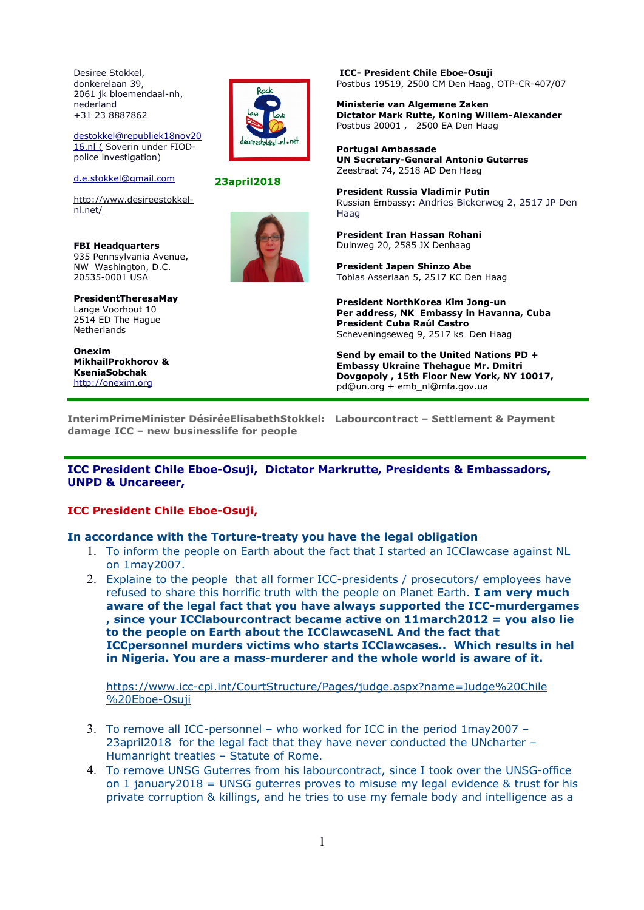Desiree Stokkel,
donkerelaan 39,
2061 jk bloemendaal-nh,
nederland
+31 23 8887862

destokkel@republiek18nov2016.nl ( Soverin under FIOD-police investigation)

d.e.stokkel@gmail.com

http://www.desireestokkel-nl.net/

**FBI Headquarters**
935 Pennsylvania Avenue,
NW Washington, D.C.
20535-0001 USA

**PresidentTheresaMay**
Lange Voorhout 10
2514 ED The Hague
Netherlands

**Onexim**
**MikhailProkhorov & KseniaSobchak**
http://onexim.org

**23april2018**

**ICC- President Chile Eboe-Osuji**
Postbus 19519, 2500 CM Den Haag, OTP-CR-407/07

**Ministerie van Algemene Zaken**
**Dictator Mark Rutte, Koning Willem-Alexander**
Postbus 20001 , 2500 EA Den Haag

**Portugal Ambassade**
**UN Secretary-General Antonio Guterres**
Zeestraat 74, 2518 AD Den Haag

**President Russia Vladimir Putin**
Russian Embassy: Andries Bickerweg 2, 2517 JP Den Haag

**President Iran Hassan Rohani**
Duinweg 20, 2585 JX Denhaag

**President Japen Shinzo Abe**
Tobias Asserlaan 5, 2517 KC Den Haag

**President NorthKorea Kim Jong-un**
**Per address, NK Embassy in Havanna, Cuba**
**President Cuba Raúl Castro**
Scheveningseweg 9, 2517 ks Den Haag

**Send by email to the United Nations PD + Embassy Ukraine Thehague Mr. Dmitri Dovgopoly , 15th Floor New York, NY 10017,**
pd@un.org + emb_nl@mfa.gov.ua

---

**InterimPrimeMinister DésiréeElisabethStokkel: Labourcontract – Settlement & Payment damage ICC – new businesslife for people**

---

**ICC President Chile Eboe-Osuji, Dictator Markrutte, Presidents & Embassadors, UNPD & Uncareeer,**

**ICC President Chile Eboe-Osuji,**

**In accordance with the Torture-treaty you have the legal obligation**

1. To inform the people on Earth about the fact that I started an ICClawcase against NL on 1may2007.
2. Explaine to the people that all former ICC-presidents / prosecutors/ employees have refused to share this horrific truth with the people on Planet Earth. **I am very much aware of the legal fact that you have always supported the ICC-murdergames , since your ICClabourcontract became active on 11march2012 = you also lie to the people on Earth about the ICClawcaseNL And the fact that ICCpersonnel murders victims who starts ICClawcases.. Which results in hel in Nigeria. You are a mass-murderer and the whole world is aware of it.**

   https://www.icc-cpi.int/CourtStructure/Pages/judge.aspx?name=Judge%20Chile%20Eboe-Osuji

3. To remove all ICC-personnel – who worked for ICC in the period 1may2007 – 23april2018 for the legal fact that they have never conducted the UNcharter – Humanright treaties – Statute of Rome.
4. To remove UNSG Guterres from his labourcontract, since I took over the UNSG-office on 1 january2018 = UNSG guterres proves to misuse my legal evidence & trust for his private corruption & killings, and he tries to use my female body and intelligence as a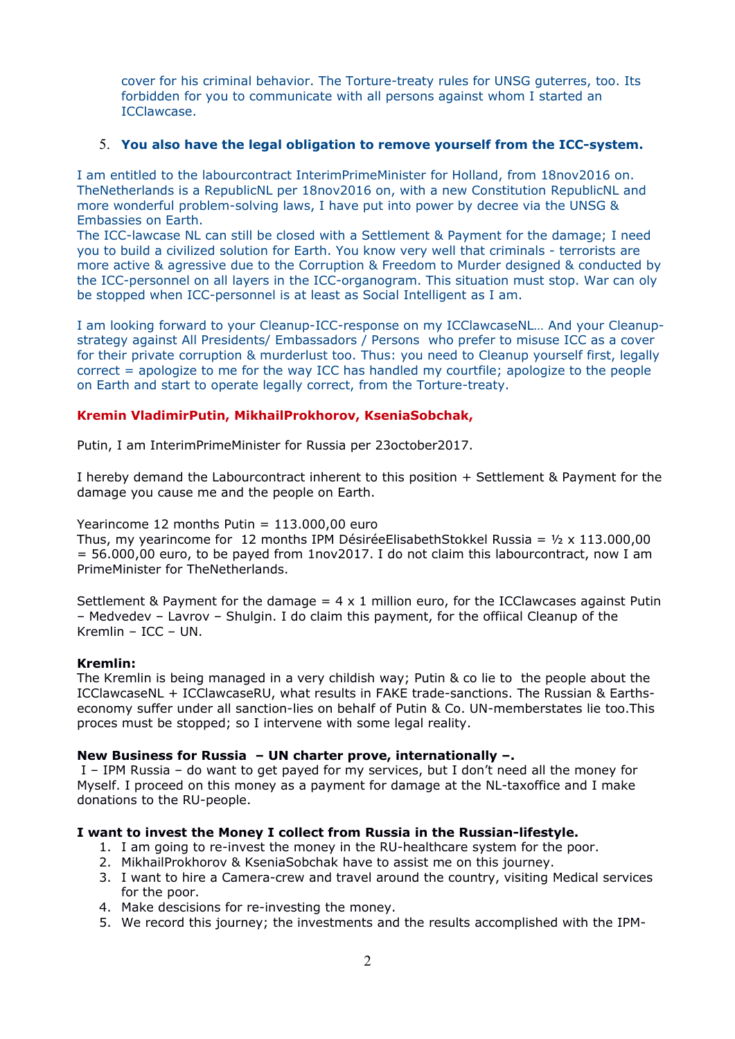cover for his criminal behavior. The Torture-treaty rules for UNSG guterres, too. Its forbidden for you to communicate with all persons against whom I started an ICClawcase.

5. **You also have the legal obligation to remove yourself from the ICC-system.**

I am entitled to the labourcontract InterimPrimeMinister for Holland, from 18nov2016 on. TheNetherlands is a RepublicNL per 18nov2016 on, with a new Constitution RepublicNL and more wonderful problem-solving laws, I have put into power by decree via the UNSG & Embassies on Earth.
The ICC-lawcase NL can still be closed with a Settlement & Payment for the damage; I need you to build a civilized solution for Earth. You know very well that criminals - terrorists are more active & agressive due to the Corruption & Freedom to Murder designed & conducted by the ICC-personnel on all layers in the ICC-organogram. This situation must stop. War can oly be stopped when ICC-personnel is at least as Social Intelligent as I am.

I am looking forward to your Cleanup-ICC-response on my ICClawcaseNL… And your Cleanup-strategy against All Presidents/ Embassadors / Persons who prefer to misuse ICC as a cover for their private corruption & murderlust too. Thus: you need to Cleanup yourself first, legally correct = apologize to me for the way ICC has handled my courtfile; apologize to the people on Earth and start to operate legally correct, from the Torture-treaty.

**Kremin VladimirPutin, MikhailProkhorov, KseniaSobchak,**

Putin, I am InterimPrimeMinister for Russia per 23october2017.

I hereby demand the Labourcontract inherent to this position + Settlement & Payment for the damage you cause me and the people on Earth.

Yearincome 12 months Putin = 113.000,00 euro
Thus, my yearincome for 12 months IPM DésiréeElisabethStokkel Russia = ½ x 113.000,00 = 56.000,00 euro, to be payed from 1nov2017. I do not claim this labourcontract, now I am PrimeMinister for TheNetherlands.

Settlement & Payment for the damage = 4 x 1 million euro, for the ICClawcases against Putin – Medvedev – Lavrov – Shulgin. I do claim this payment, for the offiical Cleanup of the Kremlin – ICC – UN.

**Kremlin:**
The Kremlin is being managed in a very childish way; Putin & co lie to the people about the ICClawcaseNL + ICClawcaseRU, what results in FAKE trade-sanctions. The Russian & Earths-economy suffer under all sanction-lies on behalf of Putin & Co. UN-memberstates lie too.This proces must be stopped; so I intervene with some legal reality.

**New Business for Russia – UN charter prove, internationally –.**
I – IPM Russia – do want to get payed for my services, but I don't need all the money for Myself. I proceed on this money as a payment for damage at the NL-taxoffice and I make donations to the RU-people.

**I want to invest the Money I collect from Russia in the Russian-lifestyle.**

1. I am going to re-invest the money in the RU-healthcare system for the poor.
2. MikhailProkhorov & KseniaSobchak have to assist me on this journey.
3. I want to hire a Camera-crew and travel around the country, visiting Medical services for the poor.
4. Make descisions for re-investing the money.
5. We record this journey; the investments and the results accomplished with the IPM-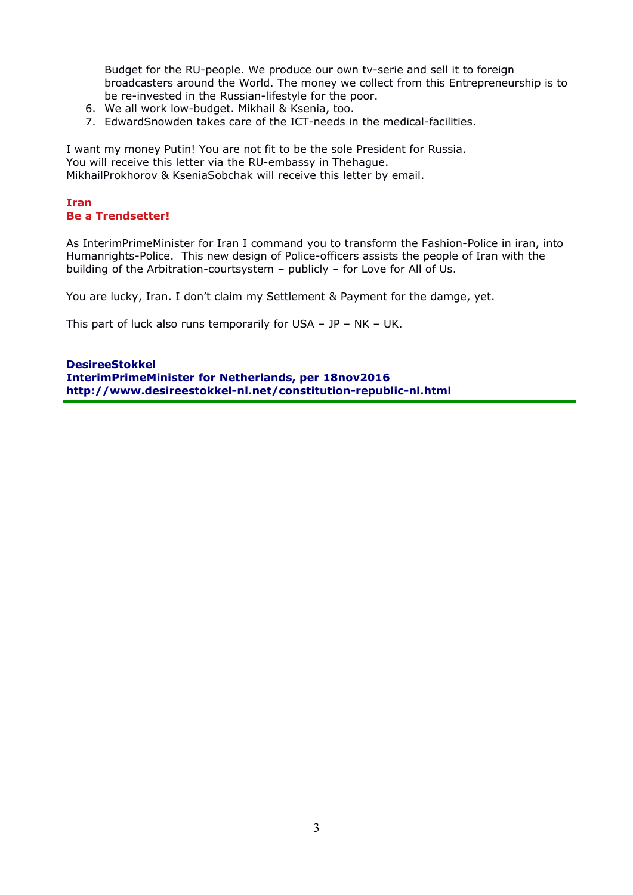Budget for the RU-people. We produce our own tv-serie and sell it to foreign broadcasters around the World. The money we collect from this Entrepreneurship is to be re-invested in the Russian-lifestyle for the poor.

6. We all work low-budget. Mikhail & Ksenia, too.
7. EdwardSnowden takes care of the ICT-needs in the medical-facilities.

I want my money Putin! You are not fit to be the sole President for Russia.
You will receive this letter via the RU-embassy in Thehague.
MikhailProkhorov & KseniaSobchak will receive this letter by email.

**Iran**
**Be a Trendsetter!**

As InterimPrimeMinister for Iran I command you to transform the Fashion-Police in iran, into Humanrights-Police. This new design of Police-officers assists the people of Iran with the building of the Arbitration-courtsystem – publicly – for Love for All of Us.

You are lucky, Iran. I don't claim my Settlement & Payment for the damge, yet.

This part of luck also runs temporarily for USA – JP – NK – UK.

**DesireeStokkel**
**InterimPrimeMinister for Netherlands, per 18nov2016**
**http://www.desireestokkel-nl.net/constitution-republic-nl.html**